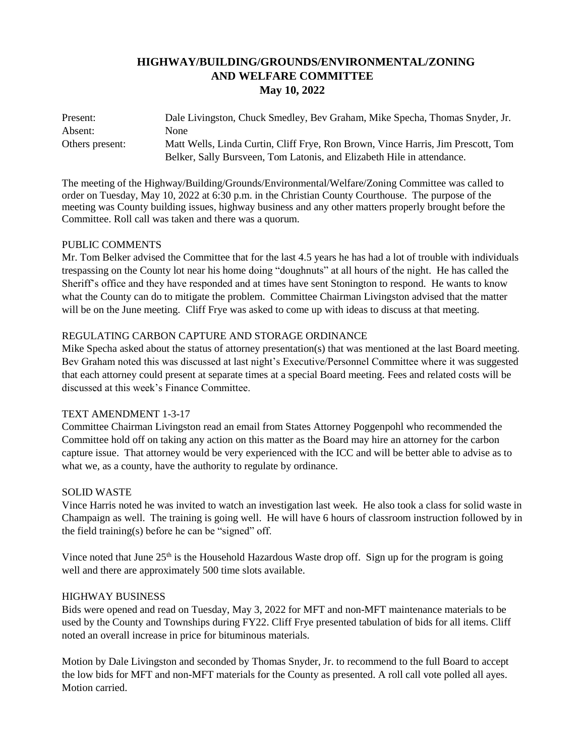# HIGHWAY/BUILDING/GROUNDS/ENVIRONMENTAL/ZONING AND WELFARE COMMITTEE

## May 10, 2022

Present: Dale Livingston, Chuck Smedley, Bev Graham, Mike Specha, Thomas Snyder, Jr.

Absent: None

Others present: Matt Wells, Linda Curtin, Cliff Frye, Ron Brown, Vince Harris, Jim Prescott, Tom Belker, Sally Bursveen, Tom Latonis, and Elizabeth Hile in attendance.

The meeting of the Highway/Building/Grounds/Environmental/Welfare/Zoning Committee was called to order on Tuesday, May 10, 2022 at 6:30 p.m. in the Christian County Courthouse. The purpose of the meeting was County building issues, highway business and any other matters properly brought before the Committee. Roll call was taken and there was a quorum.

PUBLIC COMMENTS

Mr. Tom Belker advised the Committee that for the last 4.5 years he has had a lot of trouble with individuals trespassing on the County lot near his home doing "doughnuts" at all hours of the night. He has called the Sheriff's office and they have responded and at times have sent Stonington to respond. He wants to know what the County can do to mitigate the problem. Committee Chairman Livingston advised that the matter will be on the June meeting. Cliff Frye was asked to come up with ideas to discuss at that meeting.

REGULATING CARBON CAPTURE AND STORAGE ORDINANCE

Mike Specha asked about the status of attorney presentation(s) that was mentioned at the last Board meeting. Bev Graham noted this was discussed at last night's Executive/Personnel Committee where it was suggested that each attorney could present at separate times at a special Board meeting. Fees and related costs will be discussed at this week's Finance Committee.

TEXT AMENDMENT 1-3-17

Committee Chairman Livingston read an email from States Attorney Poggenpohl who recommended the Committee hold off on taking any action on this matter as the Board may hire an attorney for the carbon capture issue. That attorney would be very experienced with the ICC and will be better able to advise as to what we, as a county, have the authority to regulate by ordinance.

SOLID WASTE

Vince Harris noted he was invited to watch an investigation last week. He also took a class for solid waste in Champaign as well. The training is going well. He will have 6 hours of classroom instruction followed by in the field training(s) before he can be "signed" off.

Vince noted that June 25th is the Household Hazardous Waste drop off. Sign up for the program is going well and there are approximately 500 time slots available.

HIGHWAY BUSINESS

Bids were opened and read on Tuesday, May 3, 2022 for MFT and non-MFT maintenance materials to be used by the County and Townships during FY22. Cliff Frye presented tabulation of bids for all items. Cliff noted an overall increase in price for bituminous materials.

Motion by Dale Livingston and seconded by Thomas Snyder, Jr. to recommend to the full Board to accept the low bids for MFT and non-MFT materials for the County as presented. A roll call vote polled all ayes. Motion carried.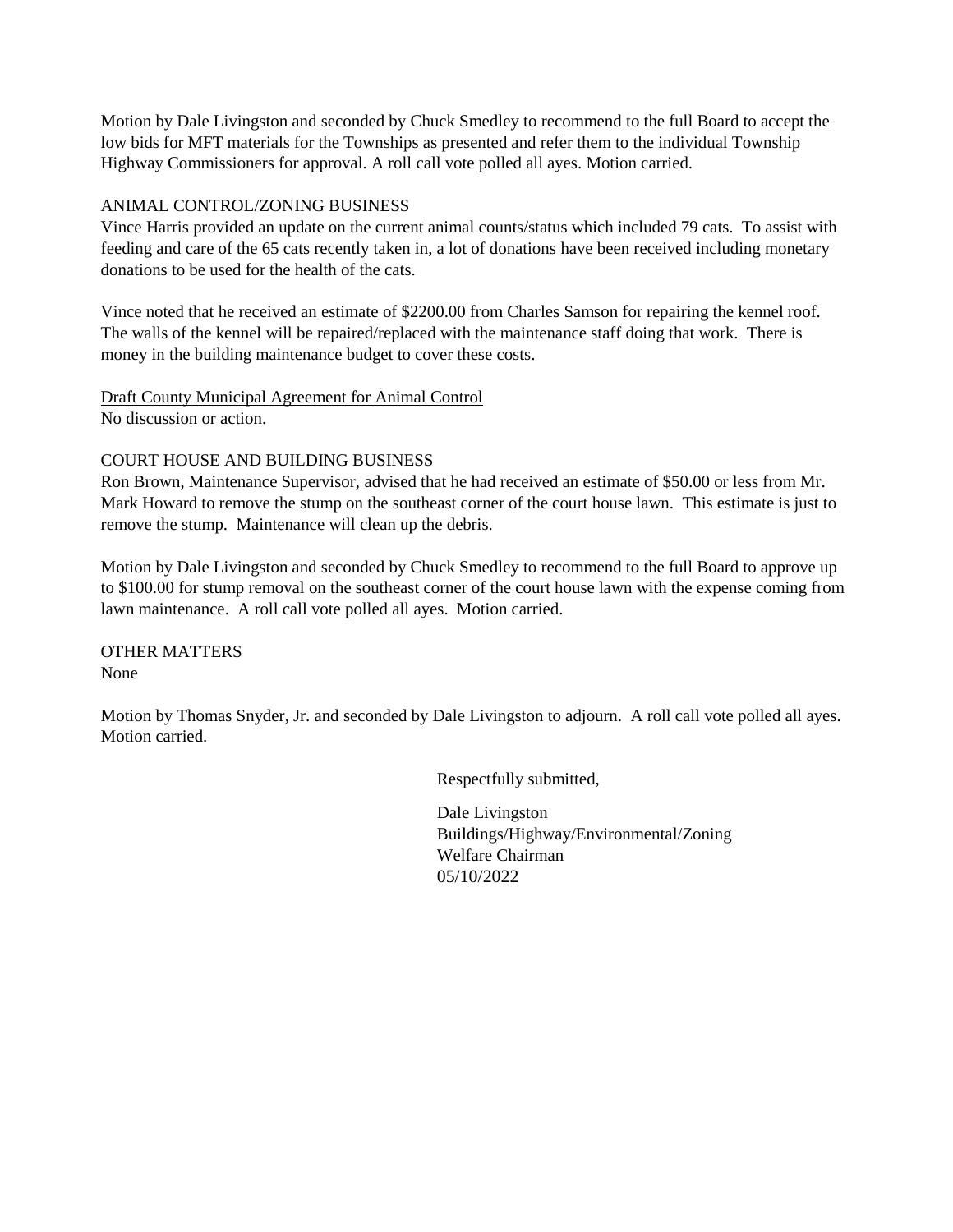Motion by Dale Livingston and seconded by Chuck Smedley to recommend to the full Board to accept the low bids for MFT materials for the Townships as presented and refer them to the individual Township Highway Commissioners for approval. A roll call vote polled all ayes. Motion carried.

ANIMAL CONTROL/ZONING BUSINESS

Vince Harris provided an update on the current animal counts/status which included 79 cats. To assist with feeding and care of the 65 cats recently taken in, a lot of donations have been received including monetary donations to be used for the health of the cats.

Vince noted that he received an estimate of $2200.00 from Charles Samson for repairing the kennel roof. The walls of the kennel will be repaired/replaced with the maintenance staff doing that work. There is money in the building maintenance budget to cover these costs.

Draft County Municipal Agreement for Animal Control

No discussion or action.

COURT HOUSE AND BUILDING BUSINESS

Ron Brown, Maintenance Supervisor, advised that he had received an estimate of $50.00 or less from Mr. Mark Howard to remove the stump on the southeast corner of the court house lawn. This estimate is just to remove the stump. Maintenance will clean up the debris.

Motion by Dale Livingston and seconded by Chuck Smedley to recommend to the full Board to approve up to $100.00 for stump removal on the southeast corner of the court house lawn with the expense coming from lawn maintenance. A roll call vote polled all ayes. Motion carried.

OTHER MATTERS

None

Motion by Thomas Snyder, Jr. and seconded by Dale Livingston to adjourn. A roll call vote polled all ayes. Motion carried.

Respectfully submitted,

Dale Livingston
Buildings/Highway/Environmental/Zoning
Welfare Chairman
05/10/2022